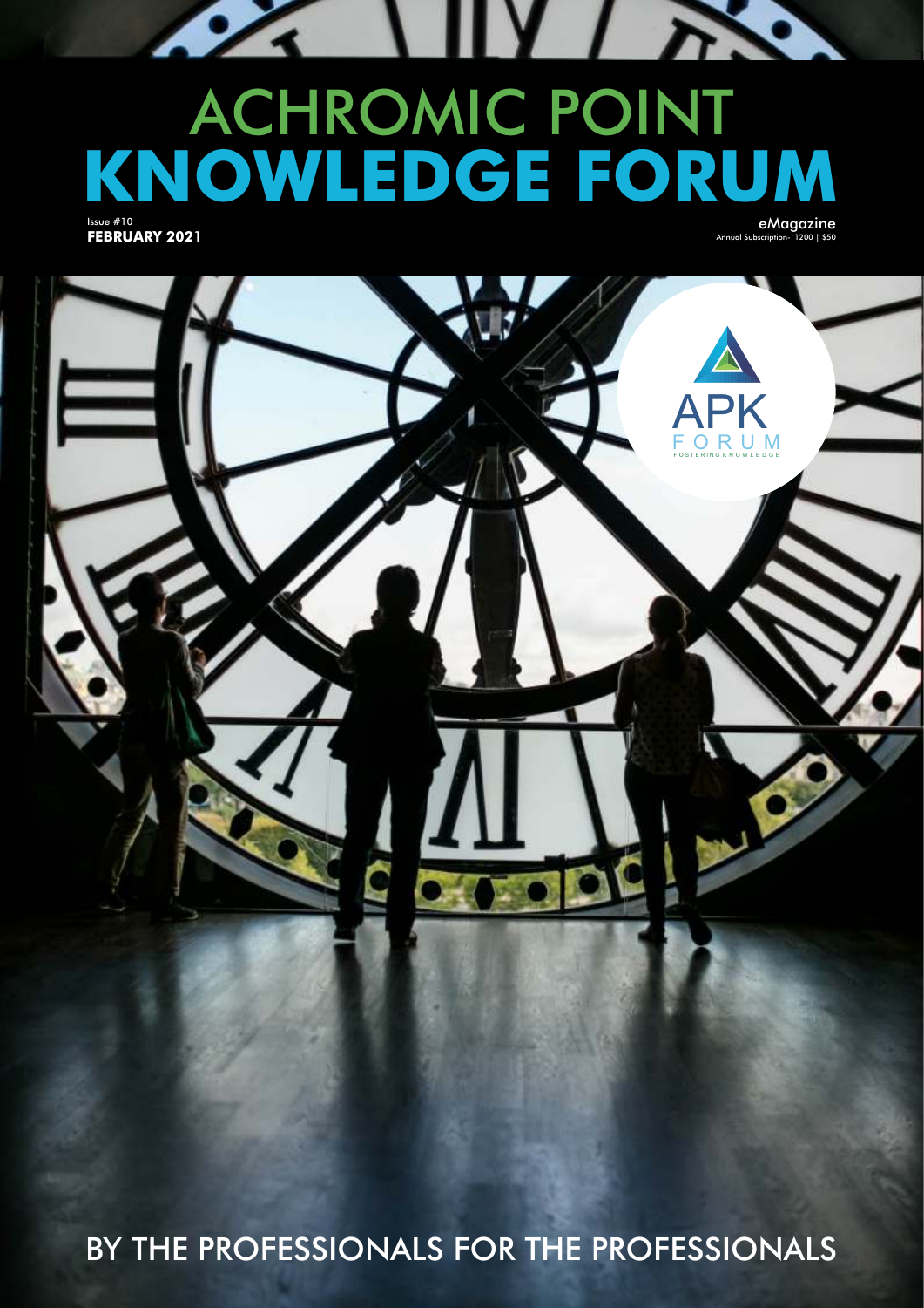# ACHROMIC POINT
# KNOWLEDGE FORUM

Issue #10
**FEBRUARY 2021**

eMagazine
Annual Subscription- `1200 | $50

APK
FORUM
FOSTERING KNOWLEDGE

BY THE PROFESSIONALS FOR THE PROFESSIONALS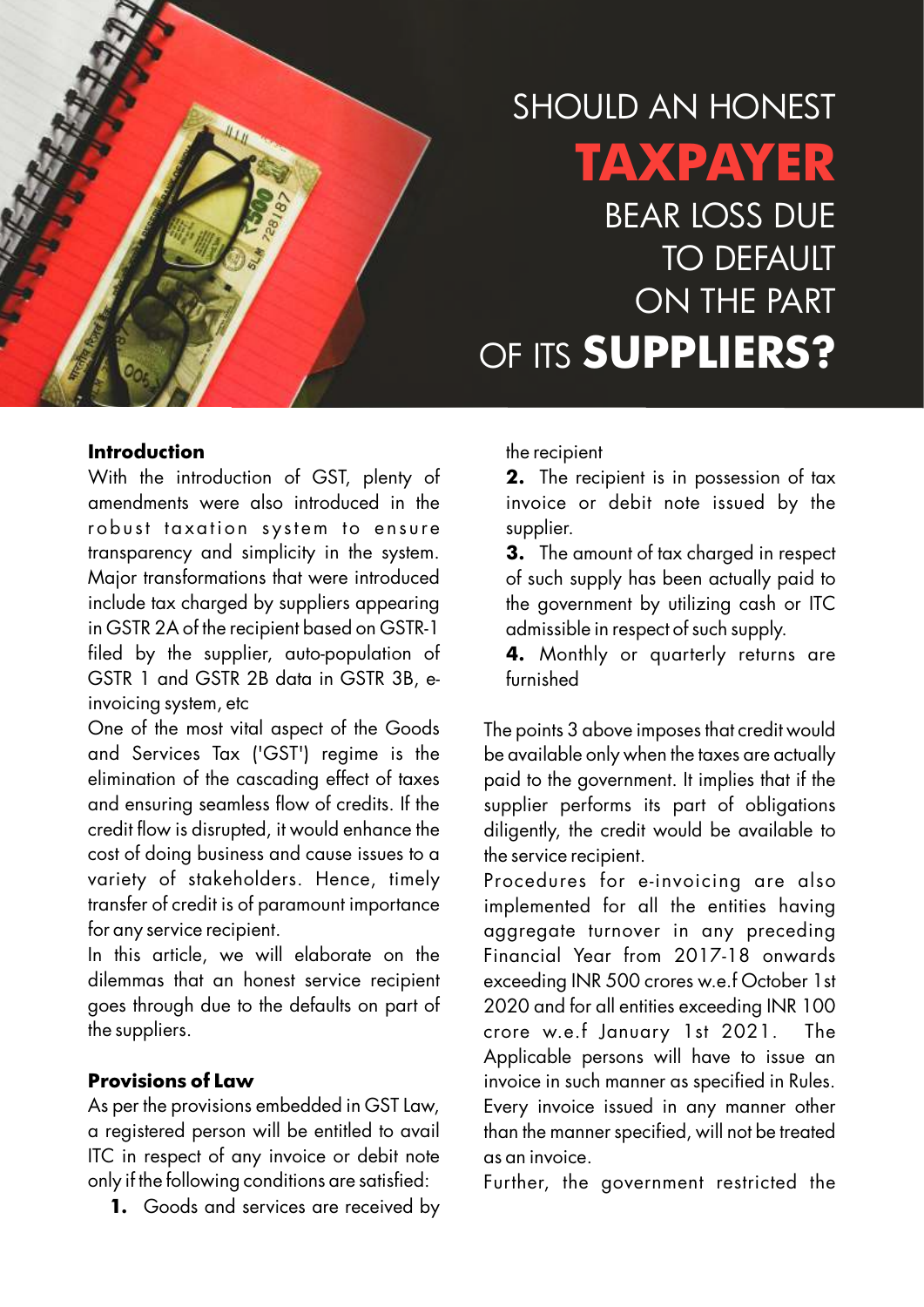# SHOULD AN HONEST **TAXPAYER** BEAR LOSS DUE TO DEFAULT ON THE PART OF ITS **SUPPLIERS?**

**Introduction**

With the introduction of GST, plenty of amendments were also introduced in the robust taxation system to ensure transparency and simplicity in the system. Major transformations that were introduced include tax charged by suppliers appearing in GSTR 2A of the recipient based on GSTR-1 filed by the supplier, auto-population of GSTR 1 and GSTR 2B data in GSTR 3B, e-invoicing system, etc

One of the most vital aspect of the Goods and Services Tax ('GST') regime is the elimination of the cascading effect of taxes and ensuring seamless flow of credits. If the credit flow is disrupted, it would enhance the cost of doing business and cause issues to a variety of stakeholders. Hence, timely transfer of credit is of paramount importance for any service recipient.

In this article, we will elaborate on the dilemmas that an honest service recipient goes through due to the defaults on part of the suppliers.

**Provisions of Law**

As per the provisions embedded in GST Law, a registered person will be entitled to avail ITC in respect of any invoice or debit note only if the following conditions are satisfied:

1. Goods and services are received by the recipient
2. The recipient is in possession of tax invoice or debit note issued by the supplier.
3. The amount of tax charged in respect of such supply has been actually paid to the government by utilizing cash or ITC admissible in respect of such supply.
4. Monthly or quarterly returns are furnished

The points 3 above imposes that credit would be available only when the taxes are actually paid to the government. It implies that if the supplier performs its part of obligations diligently, the credit would be available to the service recipient.

Procedures for e-invoicing are also implemented for all the entities having aggregate turnover in any preceding Financial Year from 2017-18 onwards exceeding INR 500 crores w.e.f October 1st 2020 and for all entities exceeding INR 100 crore w.e.f January 1st 2021. The Applicable persons will have to issue an invoice in such manner as specified in Rules. Every invoice issued in any manner other than the manner specified, will not be treated as an invoice.

Further, the government restricted the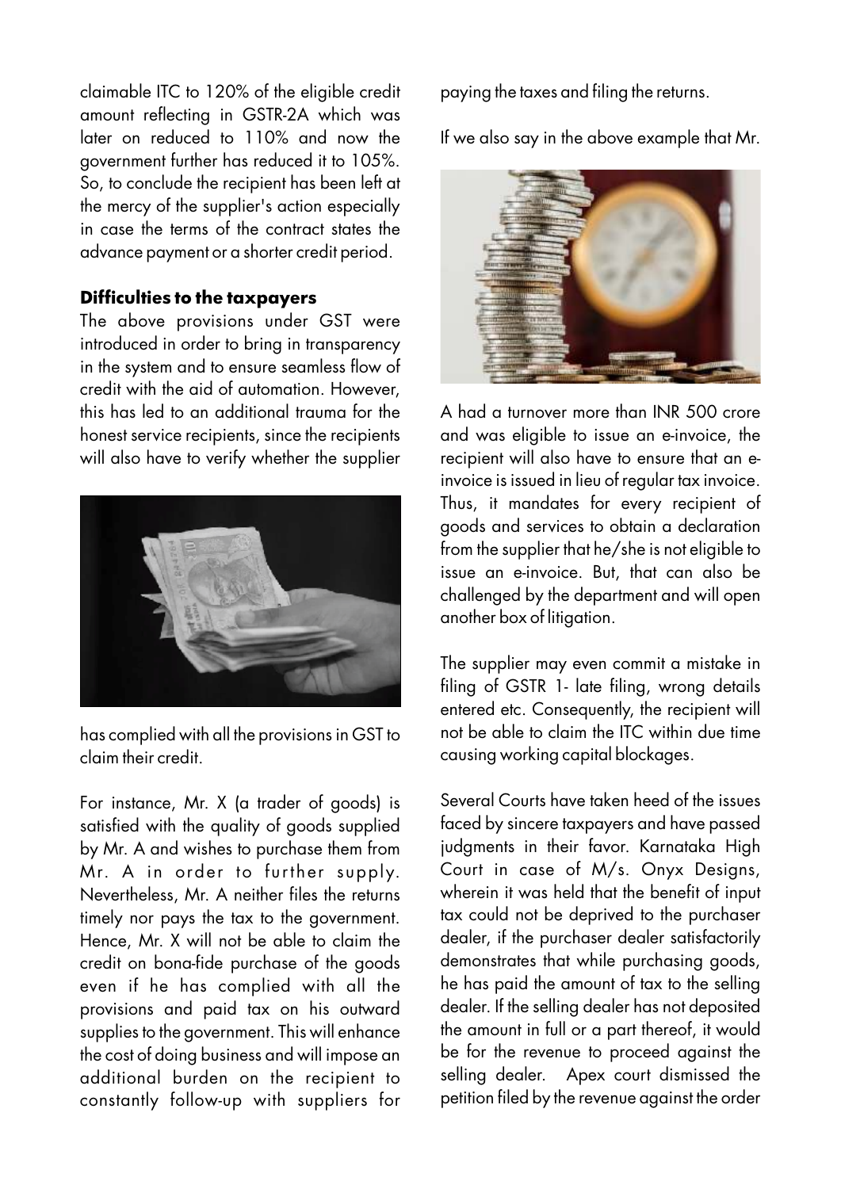claimable ITC to 120% of the eligible credit amount reflecting in GSTR-2A which was later on reduced to 110% and now the government further has reduced it to 105%. So, to conclude the recipient has been left at the mercy of the supplier's action especially in case the terms of the contract states the advance payment or a shorter credit period.

**Difficulties to the taxpayers**

The above provisions under GST were introduced in order to bring in transparency in the system and to ensure seamless flow of credit with the aid of automation. However, this has led to an additional trauma for the honest service recipients, since the recipients will also have to verify whether the supplier has complied with all the provisions in GST to claim their credit.

For instance, Mr. X (a trader of goods) is satisfied with the quality of goods supplied by Mr. A and wishes to purchase them from Mr. A in order to further supply. Nevertheless, Mr. A neither files the returns timely nor pays the tax to the government. Hence, Mr. X will not be able to claim the credit on bona-fide purchase of the goods even if he has complied with all the provisions and paid tax on his outward supplies to the government. This will enhance the cost of doing business and will impose an additional burden on the recipient to constantly follow-up with suppliers for paying the taxes and filing the returns.

If we also say in the above example that Mr. A had a turnover more than INR 500 crore and was eligible to issue an e-invoice, the recipient will also have to ensure that an e-invoice is issued in lieu of regular tax invoice. Thus, it mandates for every recipient of goods and services to obtain a declaration from the supplier that he/she is not eligible to issue an e-invoice. But, that can also be challenged by the department and will open another box of litigation.

The supplier may even commit a mistake in filing of GSTR 1- late filing, wrong details entered etc. Consequently, the recipient will not be able to claim the ITC within due time causing working capital blockages.

Several Courts have taken heed of the issues faced by sincere taxpayers and have passed judgments in their favor. Karnataka High Court in case of M/s. Onyx Designs, wherein it was held that the benefit of input tax could not be deprived to the purchaser dealer, if the purchaser dealer satisfactorily demonstrates that while purchasing goods, he has paid the amount of tax to the selling dealer. If the selling dealer has not deposited the amount in full or a part thereof, it would be for the revenue to proceed against the selling dealer. Apex court dismissed the petition filed by the revenue against the order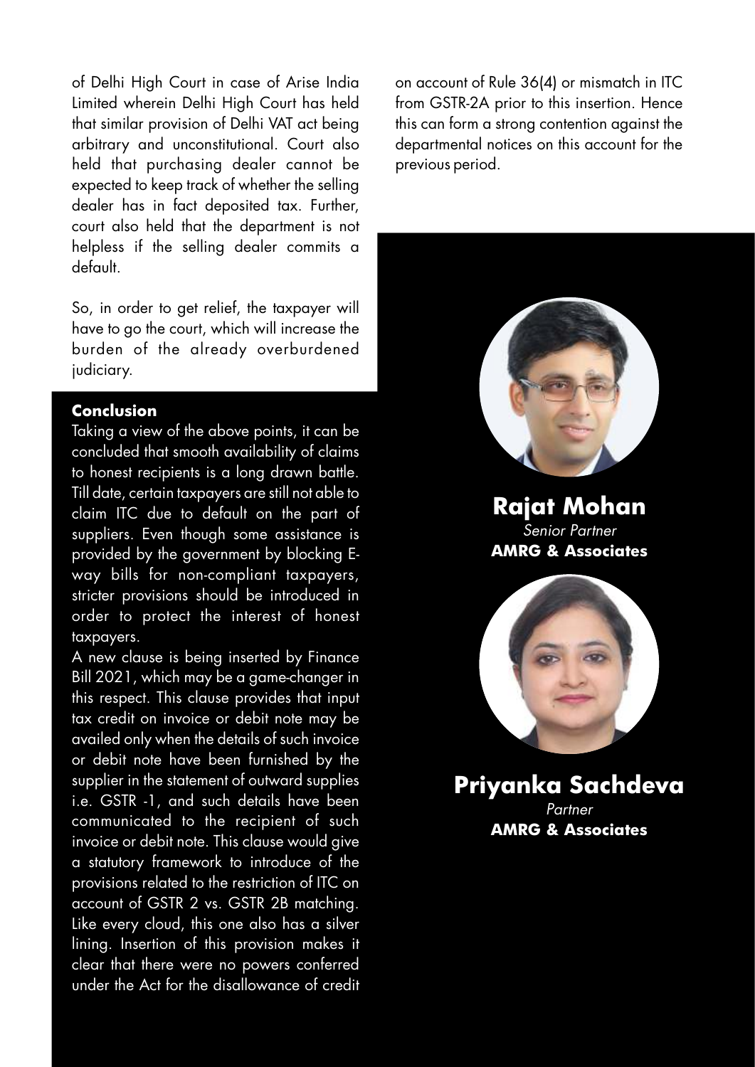of Delhi High Court in case of Arise India Limited wherein Delhi High Court has held that similar provision of Delhi VAT act being arbitrary and unconstitutional. Court also held that purchasing dealer cannot be expected to keep track of whether the selling dealer has in fact deposited tax. Further, court also held that the department is not helpless if the selling dealer commits a default.

So, in order to get relief, the taxpayer will have to go the court, which will increase the burden of the already overburdened judiciary.

**Conclusion**

Taking a view of the above points, it can be concluded that smooth availability of claims to honest recipients is a long drawn battle. Till date, certain taxpayers are still not able to claim ITC due to default on the part of suppliers. Even though some assistance is provided by the government by blocking E-way bills for non-compliant taxpayers, stricter provisions should be introduced in order to protect the interest of honest taxpayers.

A new clause is being inserted by Finance Bill 2021, which may be a game-changer in this respect. This clause provides that input tax credit on invoice or debit note may be availed only when the details of such invoice or debit note have been furnished by the supplier in the statement of outward supplies i.e. GSTR -1, and such details have been communicated to the recipient of such invoice or debit note. This clause would give a statutory framework to introduce of the provisions related to the restriction of ITC on account of GSTR 2 vs. GSTR 2B matching. Like every cloud, this one also has a silver lining. Insertion of this provision makes it clear that there were no powers conferred under the Act for the disallowance of credit on account of Rule 36(4) or mismatch in ITC from GSTR-2A prior to this insertion. Hence this can form a strong contention against the departmental notices on this account for the previous period.

**Rajat Mohan**
*Senior Partner*
**AMRG & Associates**

**Priyanka Sachdeva**
*Partner*
**AMRG & Associates**